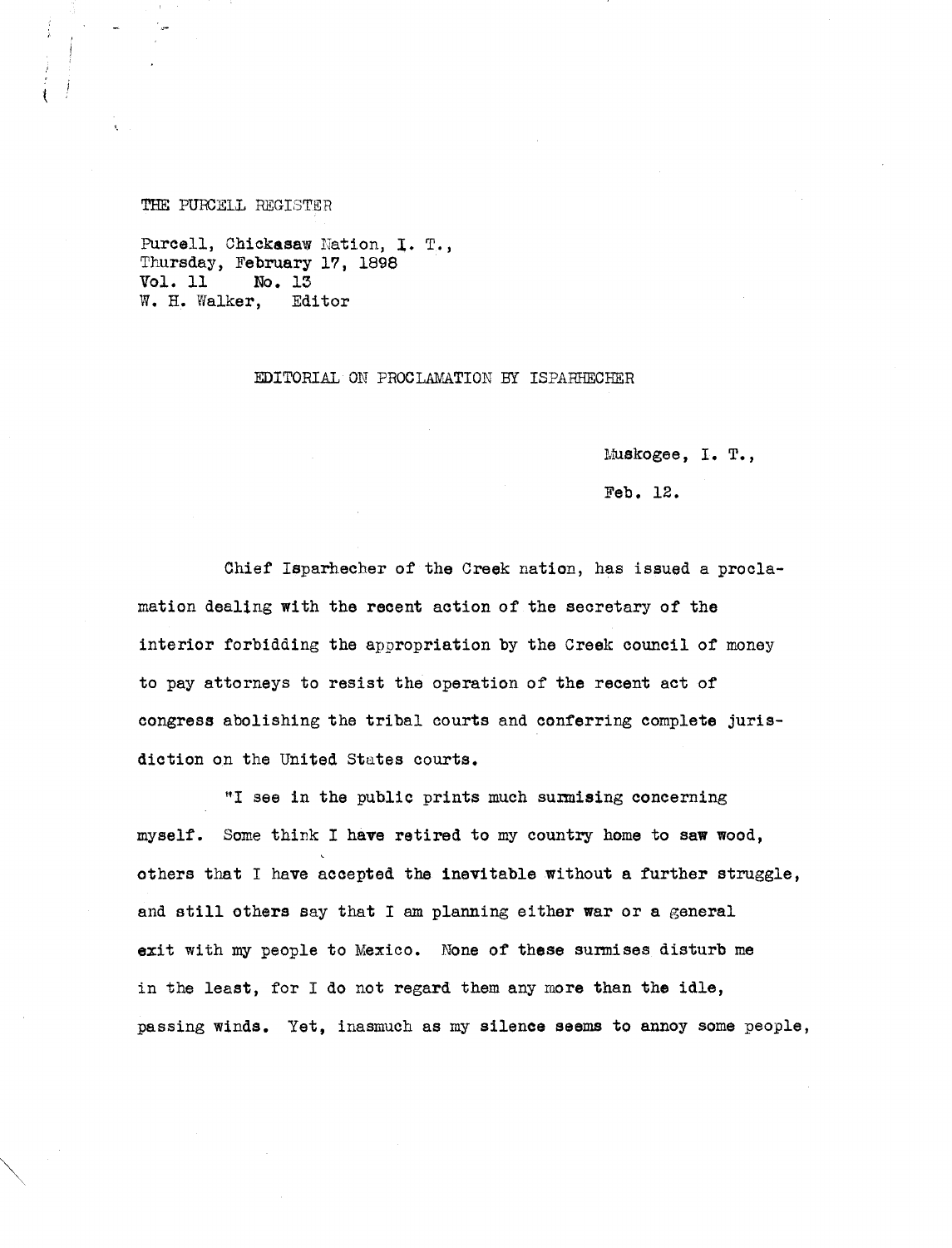THE PURCELL REGISTER

Purcell, Chickasaw Nation, I. T.,
Thursday, February 17, 1898
Vol. 11 No. 13
W. H. Walker, Editor

EDITORIAL ON PROCLAMATION BY ISPARHECHER

Muskogee, I. T.,

Feb. 12.

Chief Isparhecher of the Creek nation, has issued a proclamation dealing with the recent action of the secretary of the interior forbidding the appropriation by the Creek council of money to pay attorneys to resist the operation of the recent act of congress abolishing the tribal courts and conferring complete jurisdiction on the United States courts.

"I see in the public prints much surmising concerning myself. Some think I have retired to my country home to saw wood, others that I have accepted the inevitable without a further struggle, and still others say that I am planning either war or a general exit with my people to Mexico. None of these surmises disturb me in the least, for I do not regard them any more than the idle, passing winds. Yet, inasmuch as my silence seems to annoy some people,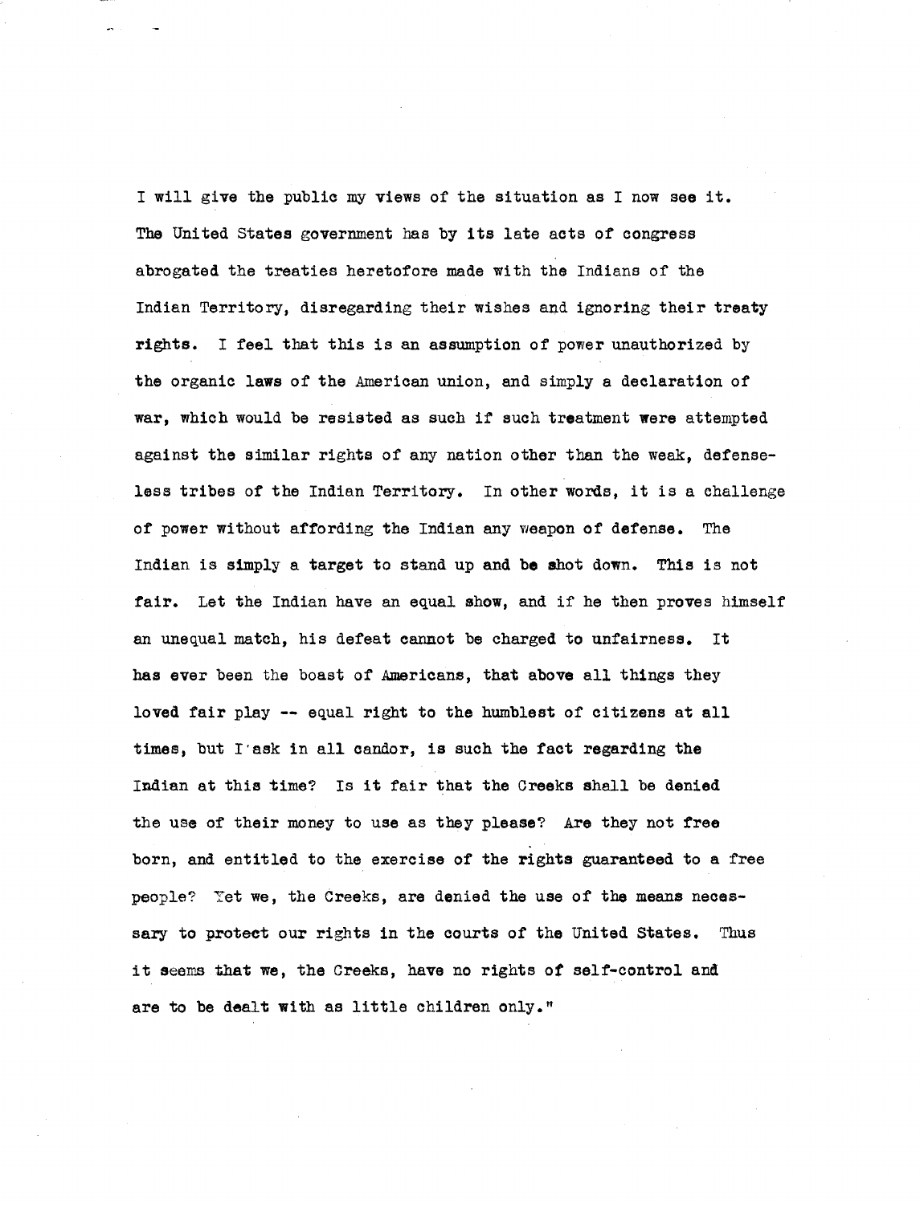I will give the public my views of the situation as I now see it. The United States government has by its late acts of congress abrogated the treaties heretofore made with the Indians of the Indian Territory, disregarding their wishes and ignoring their treaty rights. I feel that this is an assumption of power unauthorized by the organic laws of the American union, and simply a declaration of war, which would be resisted as such if such treatment were attempted against the similar rights of any nation other than the weak, defenseless tribes of the Indian Territory. In other words, it is a challenge of power without affording the Indian any weapon of defense. The Indian is simply a target to stand up and be shot down. This is not fair. Let the Indian have an equal show, and if he then proves himself an unequal match, his defeat cannot be charged to unfairness. It has ever been the boast of Americans, that above all things they loved fair play -- equal right to the humblest of citizens at all times, but I ask in all candor, is such the fact regarding the Indian at this time? Is it fair that the Creeks shall be denied the use of their money to use as they please? Are they not free born, and entitled to the exercise of the rights guaranteed to a free people? Yet we, the Creeks, are denied the use of the means necessary to protect our rights in the courts of the United States. Thus it seems that we, the Creeks, have no rights of self-control and are to be dealt with as little children only."